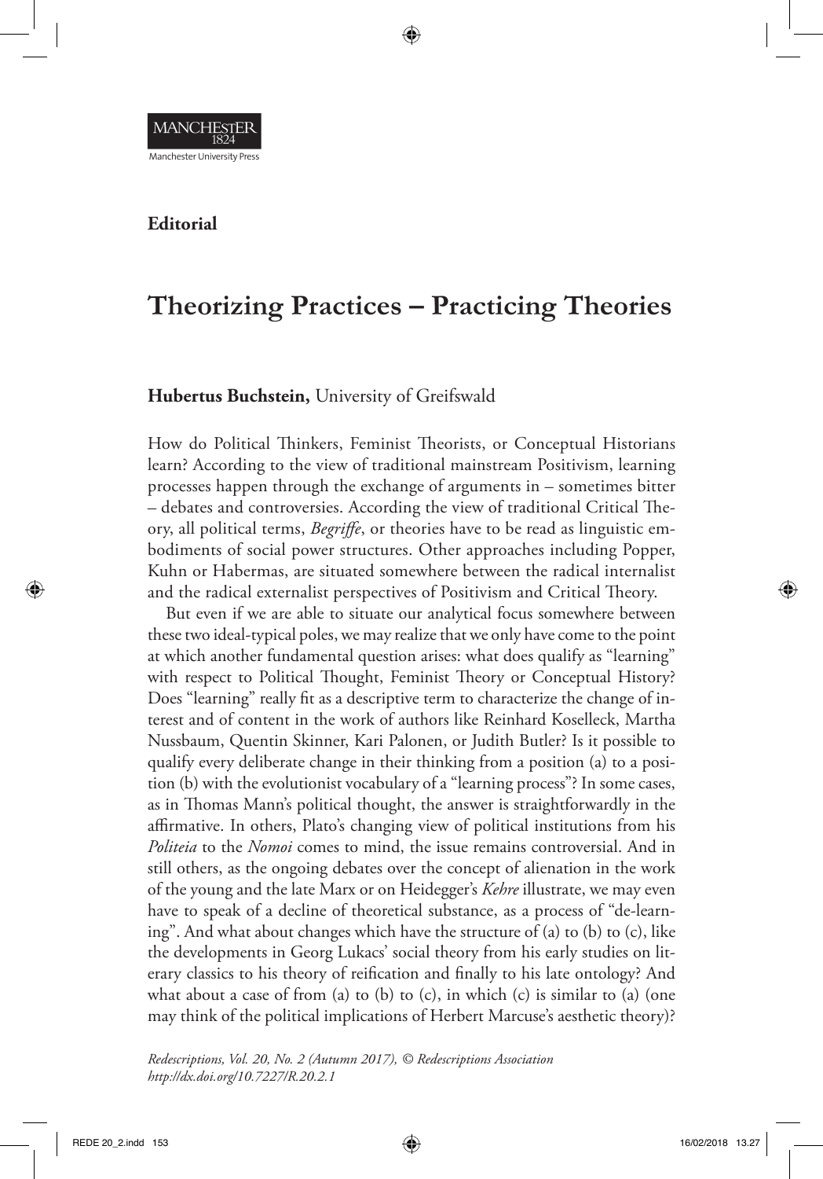**Editorial**

# Theorizing Practices – Practicing Theories

**Hubertus Buchstein,** University of Greifswald

How do Political Thinkers, Feminist Theorists, or Conceptual Historians learn? According to the view of traditional mainstream Positivism, learning processes happen through the exchange of arguments in – sometimes bitter – debates and controversies. According the view of traditional Critical Theory, all political terms, *Begriffe*, or theories have to be read as linguistic embodiments of social power structures. Other approaches including Popper, Kuhn or Habermas, are situated somewhere between the radical internalist and the radical externalist perspectives of Positivism and Critical Theory.

But even if we are able to situate our analytical focus somewhere between these two ideal-typical poles, we may realize that we only have come to the point at which another fundamental question arises: what does qualify as "learning" with respect to Political Thought, Feminist Theory or Conceptual History? Does "learning" really fit as a descriptive term to characterize the change of interest and of content in the work of authors like Reinhard Koselleck, Martha Nussbaum, Quentin Skinner, Kari Palonen, or Judith Butler? Is it possible to qualify every deliberate change in their thinking from a position (a) to a position (b) with the evolutionist vocabulary of a "learning process"? In some cases, as in Thomas Mann's political thought, the answer is straightforwardly in the affirmative. In others, Plato's changing view of political institutions from his *Politeia* to the *Nomoi* comes to mind, the issue remains controversial. And in still others, as the ongoing debates over the concept of alienation in the work of the young and the late Marx or on Heidegger's *Kehre* illustrate, we may even have to speak of a decline of theoretical substance, as a process of "de-learning". And what about changes which have the structure of (a) to (b) to (c), like the developments in Georg Lukacs' social theory from his early studies on literary classics to his theory of reification and finally to his late ontology? And what about a case of from (a) to (b) to (c), in which (c) is similar to (a) (one may think of the political implications of Herbert Marcuse's aesthetic theory)?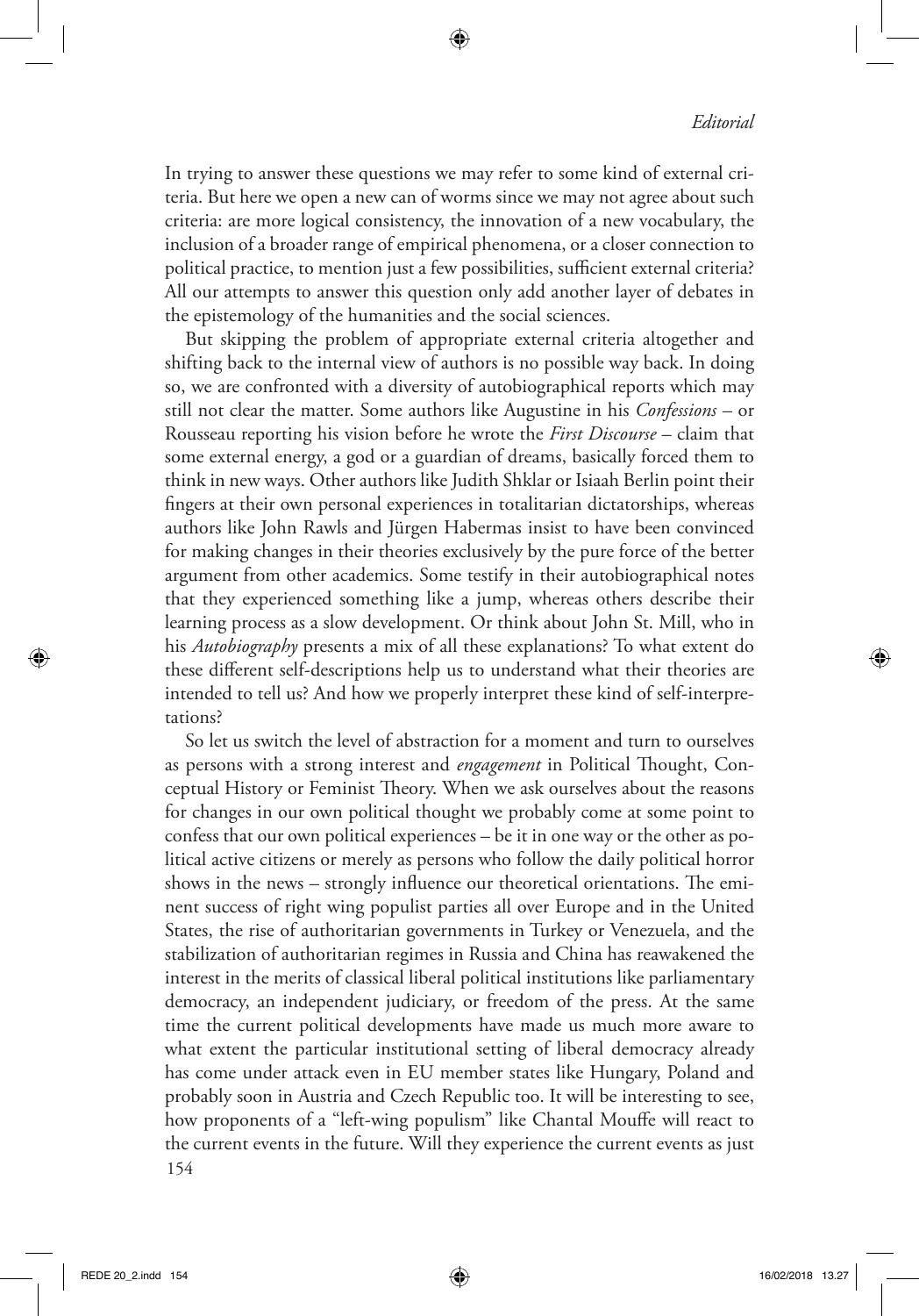In trying to answer these questions we may refer to some kind of external criteria. But here we open a new can of worms since we may not agree about such criteria: are more logical consistency, the innovation of a new vocabulary, the inclusion of a broader range of empirical phenomena, or a closer connection to political practice, to mention just a few possibilities, sufficient external criteria? All our attempts to answer this question only add another layer of debates in the epistemology of the humanities and the social sciences.

But skipping the problem of appropriate external criteria altogether and shifting back to the internal view of authors is no possible way back. In doing so, we are confronted with a diversity of autobiographical reports which may still not clear the matter. Some authors like Augustine in his *Confessions* – or Rousseau reporting his vision before he wrote the *First Discourse* – claim that some external energy, a god or a guardian of dreams, basically forced them to think in new ways. Other authors like Judith Shklar or Isiaah Berlin point their fingers at their own personal experiences in totalitarian dictatorships, whereas authors like John Rawls and Jürgen Habermas insist to have been convinced for making changes in their theories exclusively by the pure force of the better argument from other academics. Some testify in their autobiographical notes that they experienced something like a jump, whereas others describe their learning process as a slow development. Or think about John St. Mill, who in his *Autobiography* presents a mix of all these explanations? To what extent do these different self-descriptions help us to understand what their theories are intended to tell us? And how we properly interpret these kind of self-interpretations?

So let us switch the level of abstraction for a moment and turn to ourselves as persons with a strong interest and *engagement* in Political Thought, Conceptual History or Feminist Theory. When we ask ourselves about the reasons for changes in our own political thought we probably come at some point to confess that our own political experiences – be it in one way or the other as political active citizens or merely as persons who follow the daily political horror shows in the news – strongly influence our theoretical orientations. The eminent success of right wing populist parties all over Europe and in the United States, the rise of authoritarian governments in Turkey or Venezuela, and the stabilization of authoritarian regimes in Russia and China has reawakened the interest in the merits of classical liberal political institutions like parliamentary democracy, an independent judiciary, or freedom of the press. At the same time the current political developments have made us much more aware to what extent the particular institutional setting of liberal democracy already has come under attack even in EU member states like Hungary, Poland and probably soon in Austria and Czech Republic too. It will be interesting to see, how proponents of a "left-wing populism" like Chantal Mouffe will react to the current events in the future. Will they experience the current events as just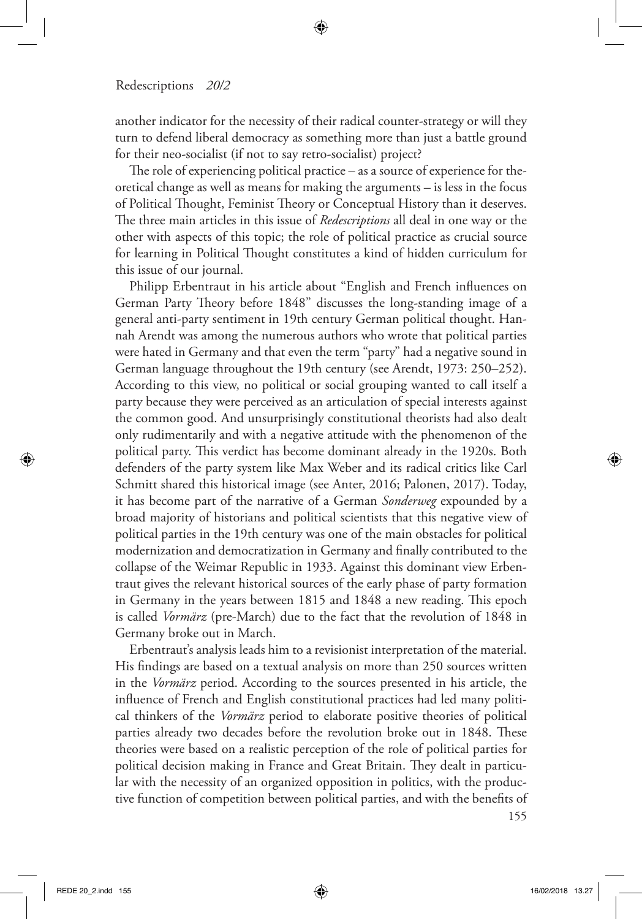another indicator for the necessity of their radical counter-strategy or will they turn to defend liberal democracy as something more than just a battle ground for their neo-socialist (if not to say retro-socialist) project?

The role of experiencing political practice – as a source of experience for theoretical change as well as means for making the arguments – is less in the focus of Political Thought, Feminist Theory or Conceptual History than it deserves. The three main articles in this issue of *Redescriptions* all deal in one way or the other with aspects of this topic; the role of political practice as crucial source for learning in Political Thought constitutes a kind of hidden curriculum for this issue of our journal.

Philipp Erbentraut in his article about "English and French influences on German Party Theory before 1848" discusses the long-standing image of a general anti-party sentiment in 19th century German political thought. Hannah Arendt was among the numerous authors who wrote that political parties were hated in Germany and that even the term "party" had a negative sound in German language throughout the 19th century (see Arendt, 1973: 250–252). According to this view, no political or social grouping wanted to call itself a party because they were perceived as an articulation of special interests against the common good. And unsurprisingly constitutional theorists had also dealt only rudimentarily and with a negative attitude with the phenomenon of the political party. This verdict has become dominant already in the 1920s. Both defenders of the party system like Max Weber and its radical critics like Carl Schmitt shared this historical image (see Anter, 2016; Palonen, 2017). Today, it has become part of the narrative of a German *Sonderweg* expounded by a broad majority of historians and political scientists that this negative view of political parties in the 19th century was one of the main obstacles for political modernization and democratization in Germany and finally contributed to the collapse of the Weimar Republic in 1933. Against this dominant view Erbentraut gives the relevant historical sources of the early phase of party formation in Germany in the years between 1815 and 1848 a new reading. This epoch is called *Vormärz* (pre-March) due to the fact that the revolution of 1848 in Germany broke out in March.

Erbentraut's analysis leads him to a revisionist interpretation of the material. His findings are based on a textual analysis on more than 250 sources written in the *Vormärz* period. According to the sources presented in his article, the influence of French and English constitutional practices had led many political thinkers of the *Vormärz* period to elaborate positive theories of political parties already two decades before the revolution broke out in 1848. These theories were based on a realistic perception of the role of political parties for political decision making in France and Great Britain. They dealt in particular with the necessity of an organized opposition in politics, with the productive function of competition between political parties, and with the benefits of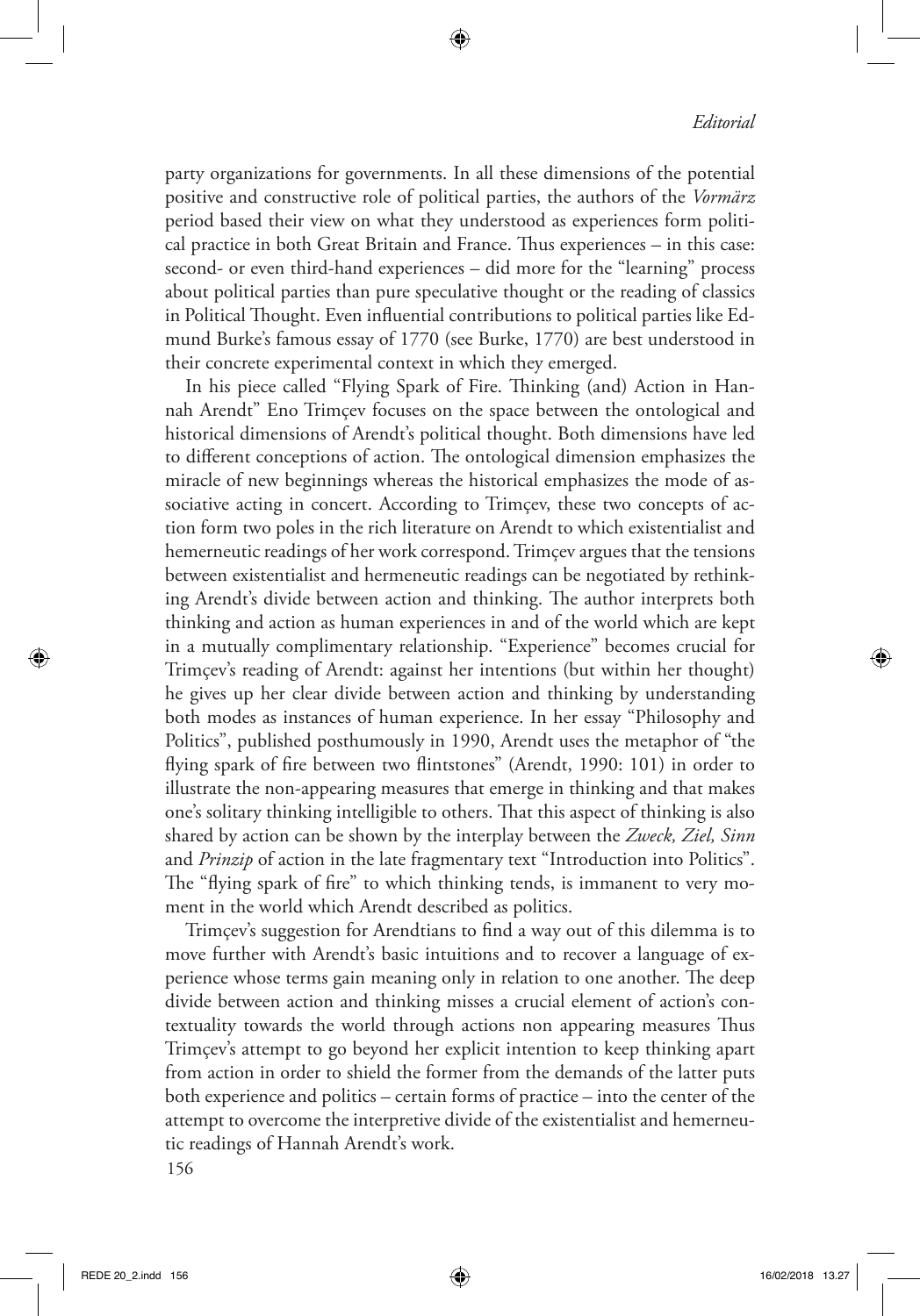party organizations for governments. In all these dimensions of the potential positive and constructive role of political parties, the authors of the *Vormärz* period based their view on what they understood as experiences form political practice in both Great Britain and France. Thus experiences – in this case: second- or even third-hand experiences – did more for the "learning" process about political parties than pure speculative thought or the reading of classics in Political Thought. Even influential contributions to political parties like Edmund Burke's famous essay of 1770 (see Burke, 1770) are best understood in their concrete experimental context in which they emerged.

In his piece called "Flying Spark of Fire. Thinking (and) Action in Hannah Arendt" Eno Trimçev focuses on the space between the ontological and historical dimensions of Arendt's political thought. Both dimensions have led to different conceptions of action. The ontological dimension emphasizes the miracle of new beginnings whereas the historical emphasizes the mode of associative acting in concert. According to Trimçev, these two concepts of action form two poles in the rich literature on Arendt to which existentialist and hemerneutic readings of her work correspond. Trimçev argues that the tensions between existentialist and hermeneutic readings can be negotiated by rethinking Arendt's divide between action and thinking. The author interprets both thinking and action as human experiences in and of the world which are kept in a mutually complimentary relationship. "Experience" becomes crucial for Trimçev's reading of Arendt: against her intentions (but within her thought) he gives up her clear divide between action and thinking by understanding both modes as instances of human experience. In her essay "Philosophy and Politics", published posthumously in 1990, Arendt uses the metaphor of "the flying spark of fire between two flintstones" (Arendt, 1990: 101) in order to illustrate the non-appearing measures that emerge in thinking and that makes one's solitary thinking intelligible to others. That this aspect of thinking is also shared by action can be shown by the interplay between the *Zweck, Ziel, Sinn* and *Prinzip* of action in the late fragmentary text "Introduction into Politics". The "flying spark of fire" to which thinking tends, is immanent to very moment in the world which Arendt described as politics.

Trimçev's suggestion for Arendtians to find a way out of this dilemma is to move further with Arendt's basic intuitions and to recover a language of experience whose terms gain meaning only in relation to one another. The deep divide between action and thinking misses a crucial element of action's contextuality towards the world through actions non appearing measures Thus Trimçev's attempt to go beyond her explicit intention to keep thinking apart from action in order to shield the former from the demands of the latter puts both experience and politics – certain forms of practice – into the center of the attempt to overcome the interpretive divide of the existentialist and hemerneutic readings of Hannah Arendt's work.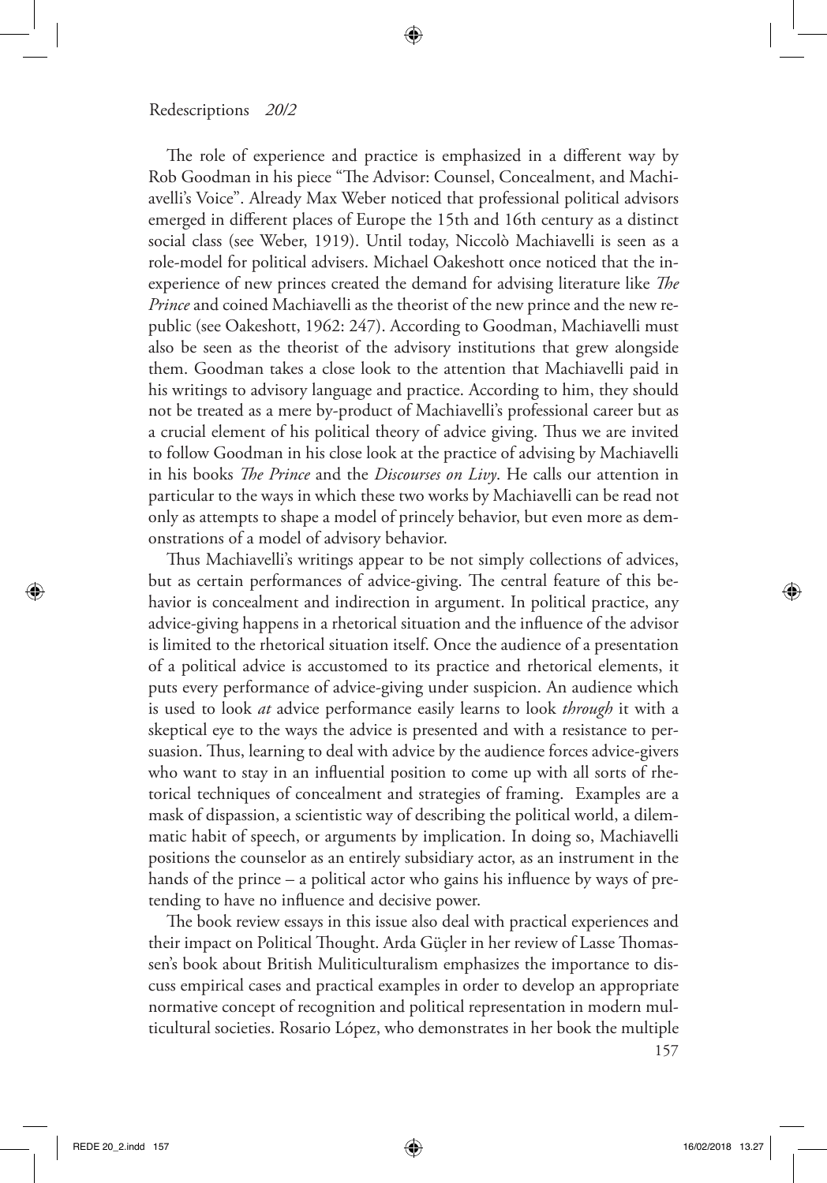The role of experience and practice is emphasized in a different way by Rob Goodman in his piece "The Advisor: Counsel, Concealment, and Machiavelli's Voice". Already Max Weber noticed that professional political advisors emerged in different places of Europe the 15th and 16th century as a distinct social class (see Weber, 1919). Until today, Niccolò Machiavelli is seen as a role-model for political advisers. Michael Oakeshott once noticed that the inexperience of new princes created the demand for advising literature like *The Prince* and coined Machiavelli as the theorist of the new prince and the new republic (see Oakeshott, 1962: 247). According to Goodman, Machiavelli must also be seen as the theorist of the advisory institutions that grew alongside them. Goodman takes a close look to the attention that Machiavelli paid in his writings to advisory language and practice. According to him, they should not be treated as a mere by-product of Machiavelli's professional career but as a crucial element of his political theory of advice giving. Thus we are invited to follow Goodman in his close look at the practice of advising by Machiavelli in his books *The Prince* and the *Discourses on Livy*. He calls our attention in particular to the ways in which these two works by Machiavelli can be read not only as attempts to shape a model of princely behavior, but even more as demonstrations of a model of advisory behavior.

Thus Machiavelli's writings appear to be not simply collections of advices, but as certain performances of advice-giving. The central feature of this behavior is concealment and indirection in argument. In political practice, any advice-giving happens in a rhetorical situation and the influence of the advisor is limited to the rhetorical situation itself. Once the audience of a presentation of a political advice is accustomed to its practice and rhetorical elements, it puts every performance of advice-giving under suspicion. An audience which is used to look *at* advice performance easily learns to look *through* it with a skeptical eye to the ways the advice is presented and with a resistance to persuasion. Thus, learning to deal with advice by the audience forces advice-givers who want to stay in an influential position to come up with all sorts of rhetorical techniques of concealment and strategies of framing. Examples are a mask of dispassion, a scientistic way of describing the political world, a dilemmatic habit of speech, or arguments by implication. In doing so, Machiavelli positions the counselor as an entirely subsidiary actor, as an instrument in the hands of the prince – a political actor who gains his influence by ways of pretending to have no influence and decisive power.

The book review essays in this issue also deal with practical experiences and their impact on Political Thought. Arda Güçler in her review of Lasse Thomassen's book about British Muliticulturalism emphasizes the importance to discuss empirical cases and practical examples in order to develop an appropriate normative concept of recognition and political representation in modern multicultural societies. Rosario López, who demonstrates in her book the multiple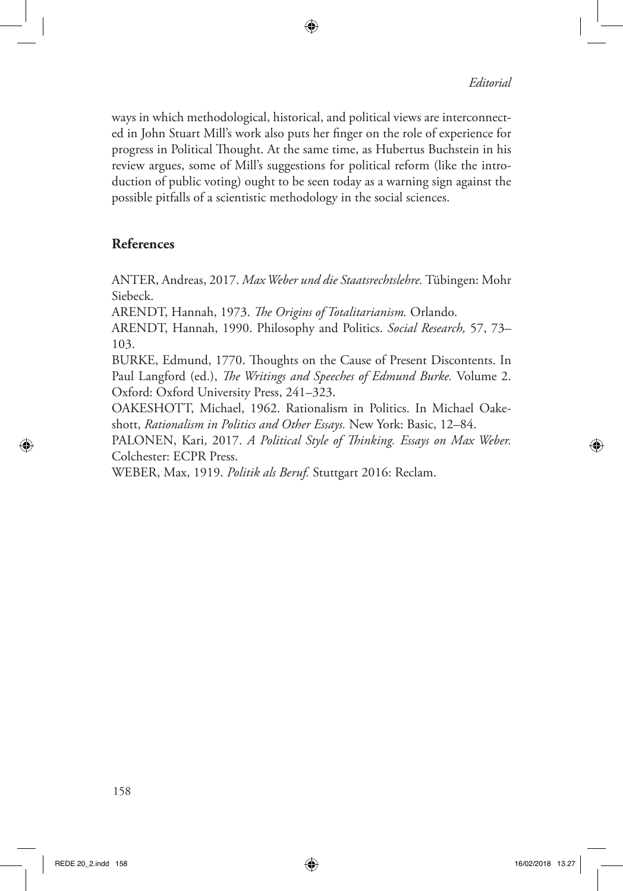ways in which methodological, historical, and political views are interconnected in John Stuart Mill's work also puts her finger on the role of experience for progress in Political Thought. At the same time, as Hubertus Buchstein in his review argues, some of Mill's suggestions for political reform (like the introduction of public voting) ought to be seen today as a warning sign against the possible pitfalls of a scientistic methodology in the social sciences.

## References

ANTER, Andreas, 2017. *Max Weber und die Staatsrechtslehre.* Tübingen: Mohr Siebeck.

ARENDT, Hannah, 1973. *The Origins of Totalitarianism.* Orlando.

ARENDT, Hannah, 1990. Philosophy and Politics. *Social Research,* 57, 73–103.

BURKE, Edmund, 1770. Thoughts on the Cause of Present Discontents. In Paul Langford (ed.), *The Writings and Speeches of Edmund Burke.* Volume 2. Oxford: Oxford University Press, 241–323.

OAKESHOTT, Michael, 1962. Rationalism in Politics. In Michael Oakeshott, *Rationalism in Politics and Other Essays.* New York: Basic, 12–84.

PALONEN, Kari, 2017. *A Political Style of Thinking. Essays on Max Weber.* Colchester: ECPR Press.

WEBER, Max, 1919. *Politik als Beruf.* Stuttgart 2016: Reclam.